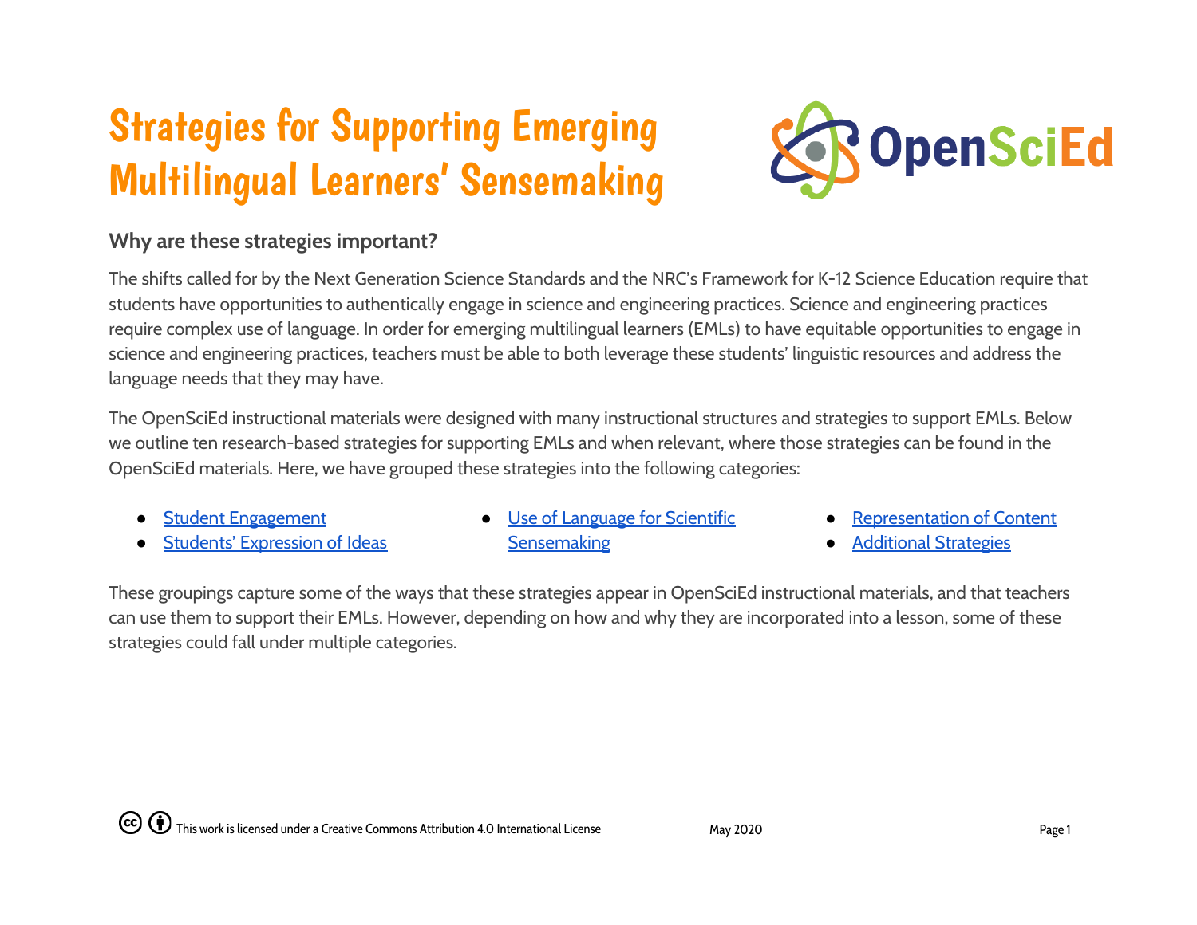# Strategies for Supporting Emerging Multilingual Learners' Sensemaking

## Why are these strategies important?

The shifts called for by the Next Generation Science Standards and the NRC's Framework for K-12 Science Education require that students have opportunities to authentically engage in science and engineering practices. Science and engineering practices require complex use of language. In order for emerging multilingual learners (EMLs) to have equitable opportunities to engage in science and engineering practices, teachers must be able to both leverage these students' linguistic resources and address the language needs that they may have.

The OpenSciEd instructional materials were designed with many instructional structures and strategies to support EMLs. Below we outline ten research-based strategies for supporting EMLs and when relevant, where those strategies can be found in the OpenSciEd materials. Here, we have grouped these strategies into the following categories:

- Student Engagement
- Students' Expression of Ideas
- Use of Language for Scientific Sensemaking
- Representation of Content
- Additional Strategies

These groupings capture some of the ways that these strategies appear in OpenSciEd instructional materials, and that teachers can use them to support their EMLs. However, depending on how and why they are incorporated into a lesson, some of these strategies could fall under multiple categories.

This work is licensed under a Creative Commons Attribution 4.0 International License

May 2020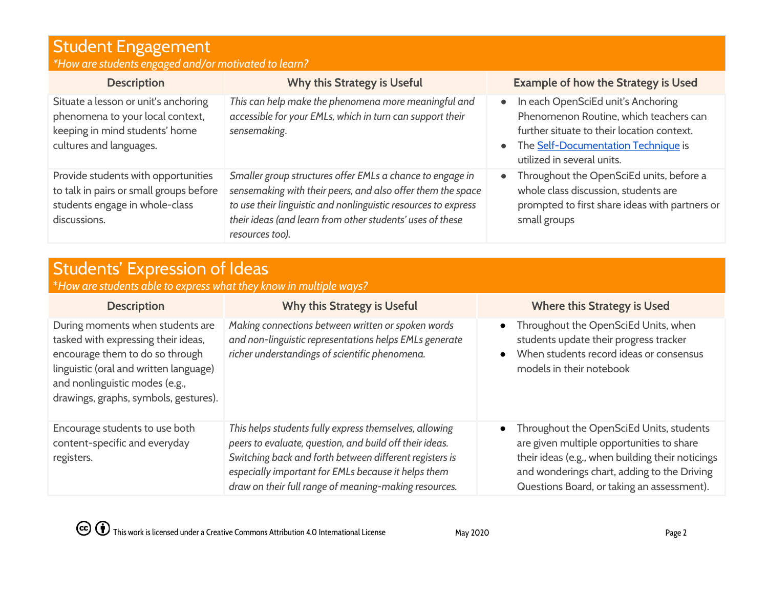## Student Engagement

*\*How are students engaged and/or motivated to learn?*

| Description | Why this Strategy is Useful | Example of how the Strategy is Used |
|---|---|---|
| Situate a lesson or unit's anchoring phenomena to your local context, keeping in mind students' home cultures and languages. | *This can help make the phenomena more meaningful and accessible for your EMLs, which in turn can support their sensemaking.* | • In each OpenSciEd unit's Anchoring Phenomenon Routine, which teachers can further situate to their location context.<br>• The Self-Documentation Technique is utilized in several units. |
| Provide students with opportunities to talk in pairs or small groups before students engage in whole-class discussions. | *Smaller group structures offer EMLs a chance to engage in sensemaking with their peers, and also offer them the space to use their linguistic and nonlinguistic resources to express their ideas (and learn from other students' uses of these resources too).* | • Throughout the OpenSciEd units, before a whole class discussion, students are prompted to first share ideas with partners or small groups |

## Students' Expression of Ideas

*\*How are students able to express what they know in multiple ways?*

| Description | Why this Strategy is Useful | Where this Strategy is Used |
|---|---|---|
| During moments when students are tasked with expressing their ideas, encourage them to do so through linguistic (oral and written language) and nonlinguistic modes (e.g., drawings, graphs, symbols, gestures). | *Making connections between written or spoken words and non-linguistic representations helps EMLs generate richer understandings of scientific phenomena.* | • Throughout the OpenSciEd Units, when students update their progress tracker<br>• When students record ideas or consensus models in their notebook |
| Encourage students to use both content-specific and everyday registers. | *This helps students fully express themselves, allowing peers to evaluate, question, and build off their ideas. Switching back and forth between different registers is especially important for EMLs because it helps them draw on their full range of meaning-making resources.* | • Throughout the OpenSciEd Units, students are given multiple opportunities to share their ideas (e.g., when building their noticings and wonderings chart, adding to the Driving Questions Board, or taking an assessment). |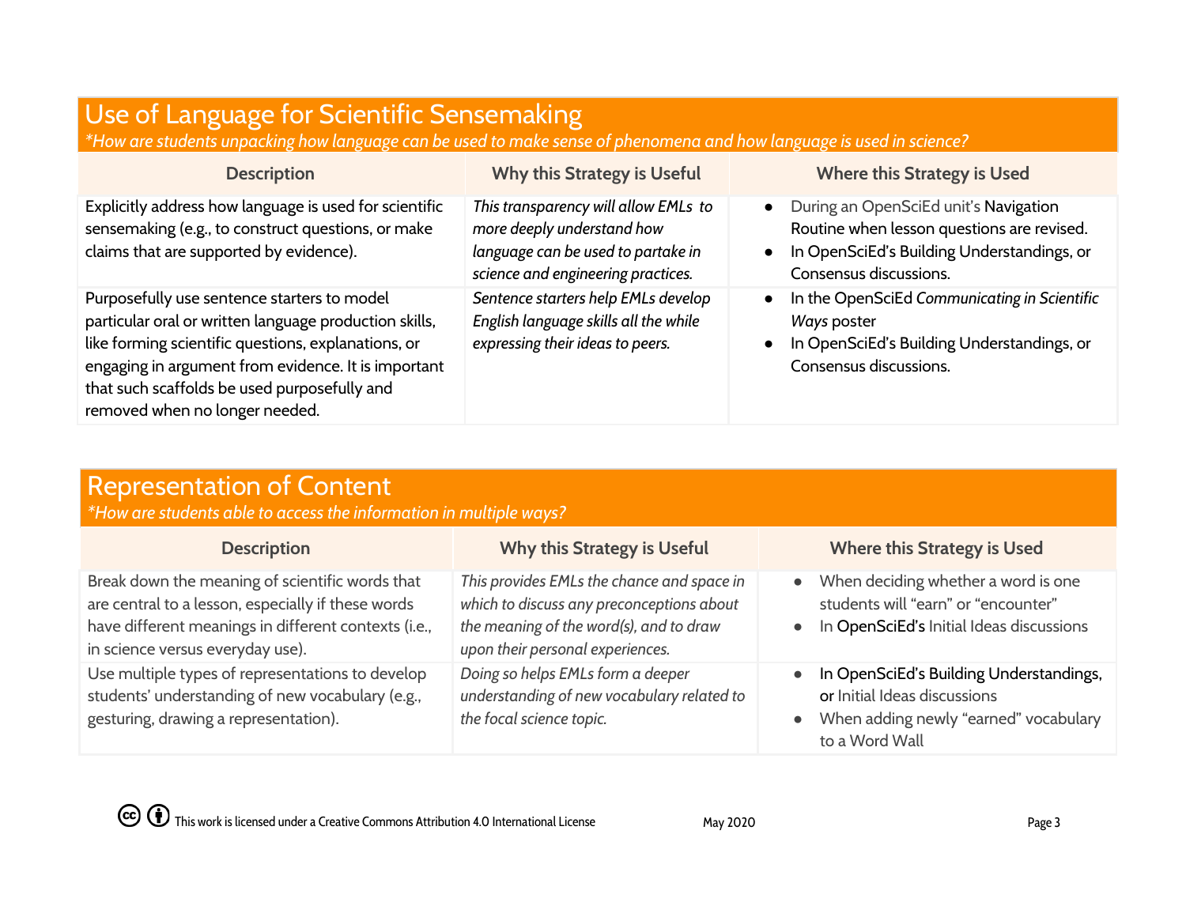## Use of Language for Scientific Sensemaking

*\*How are students unpacking how language can be used to make sense of phenomena and how language is used in science?*

| Description | Why this Strategy is Useful | Where this Strategy is Used |
|---|---|---|
| Explicitly address how language is used for scientific sensemaking (e.g., to construct questions, or make claims that are supported by evidence). | *This transparency will allow EMLs to more deeply understand how language can be used to partake in science and engineering practices.* | • During an OpenSciEd unit's Navigation Routine when lesson questions are revised.<br>• In OpenSciEd's Building Understandings, or Consensus discussions. |
| Purposefully use sentence starters to model particular oral or written language production skills, like forming scientific questions, explanations, or engaging in argument from evidence. It is important that such scaffolds be used purposefully and removed when no longer needed. | *Sentence starters help EMLs develop English language skills all the while expressing their ideas to peers.* | • In the OpenSciEd *Communicating in Scientific Ways* poster<br>• In OpenSciEd's Building Understandings, or Consensus discussions. |

## Representation of Content

*\*How are students able to access the information in multiple ways?*

| Description | Why this Strategy is Useful | Where this Strategy is Used |
|---|---|---|
| Break down the meaning of scientific words that are central to a lesson, especially if these words have different meanings in different contexts (i.e., in science versus everyday use). | *This provides EMLs the chance and space in which to discuss any preconceptions about the meaning of the word(s), and to draw upon their personal experiences.* | • When deciding whether a word is one students will "earn" or "encounter"<br>• In OpenSciEd's Initial Ideas discussions |
| Use multiple types of representations to develop students' understanding of new vocabulary (e.g., gesturing, drawing a representation). | *Doing so helps EMLs form a deeper understanding of new vocabulary related to the focal science topic.* | • In OpenSciEd's Building Understandings, or Initial Ideas discussions<br>• When adding newly "earned" vocabulary to a Word Wall |

This work is licensed under a Creative Commons Attribution 4.0 International License — May 2020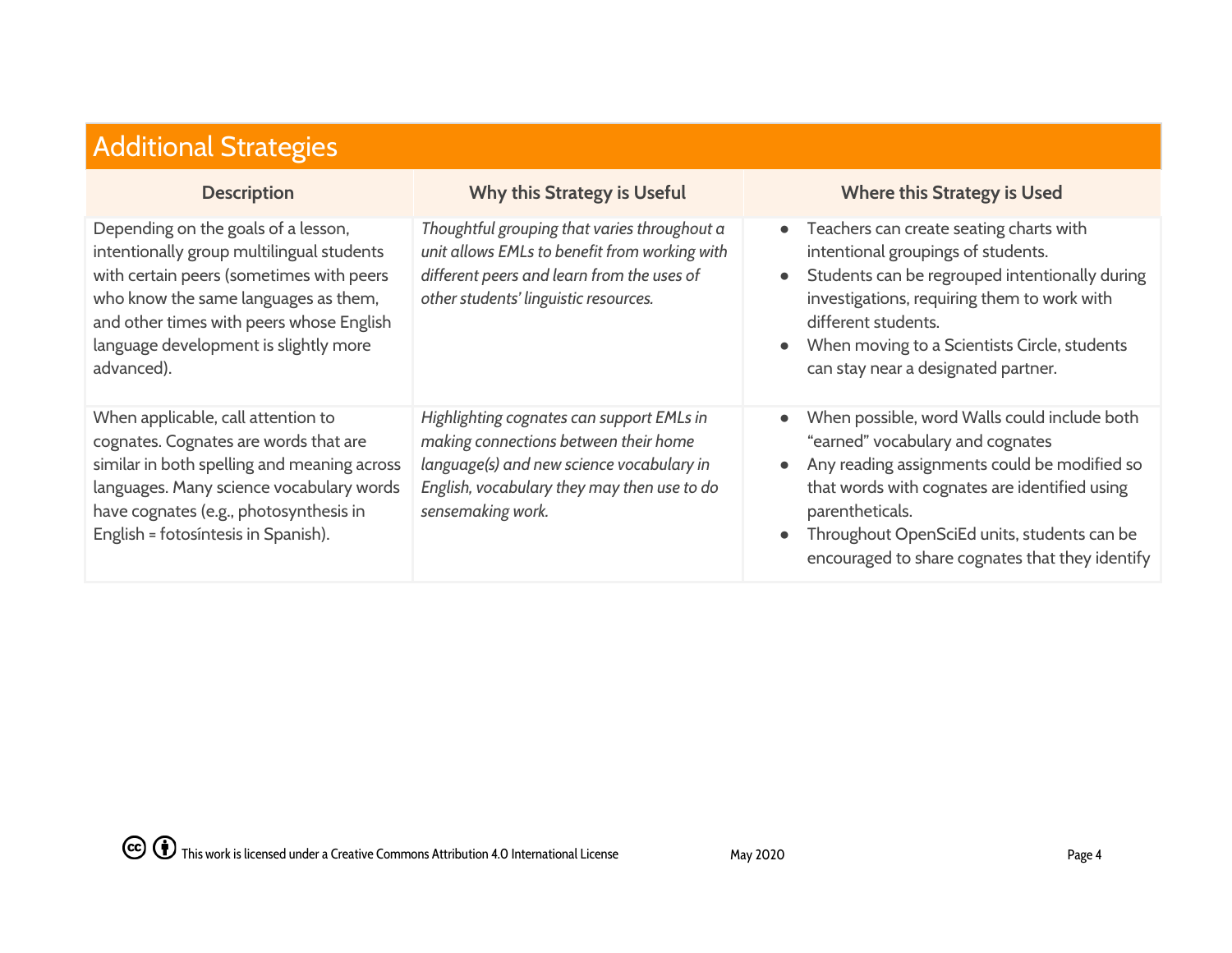## Additional Strategies

| Description | Why this Strategy is Useful | Where this Strategy is Used |
|---|---|---|
| Depending on the goals of a lesson, intentionally group multilingual students with certain peers (sometimes with peers who know the same languages as them, and other times with peers whose English language development is slightly more advanced). | *Thoughtful grouping that varies throughout a unit allows EMLs to benefit from working with different peers and learn from the uses of other students' linguistic resources.* | • Teachers can create seating charts with intentional groupings of students.<br>• Students can be regrouped intentionally during investigations, requiring them to work with different students.<br>• When moving to a Scientists Circle, students can stay near a designated partner. |
| When applicable, call attention to cognates. Cognates are words that are similar in both spelling and meaning across languages. Many science vocabulary words have cognates (e.g., photosynthesis in English = fotosíntesis in Spanish). | *Highlighting cognates can support EMLs in making connections between their home language(s) and new science vocabulary in English, vocabulary they may then use to do sensemaking work.* | • When possible, word Walls could include both "earned" vocabulary and cognates<br>• Any reading assignments could be modified so that words with cognates are identified using parentheticals.<br>• Throughout OpenSciEd units, students can be encouraged to share cognates that they identify |